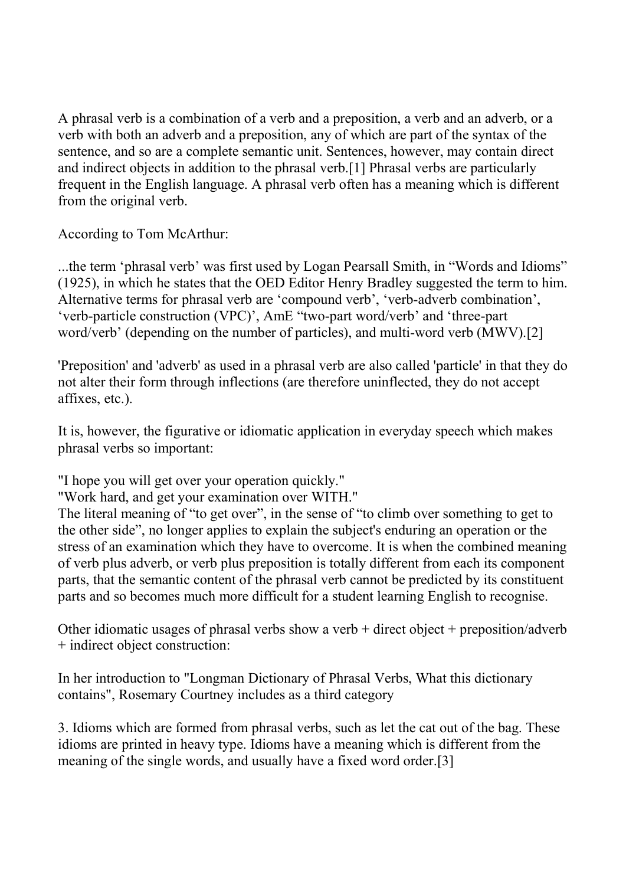A phrasal verb is a combination of a verb and a preposition, a verb and an adverb, or a verb with both an adverb and a preposition, any of which are part of the syntax of the sentence, and so are a complete semantic unit. Sentences, however, may contain direct and indirect objects in addition to the phrasal verb.[1] Phrasal verbs are particularly frequent in the English language. A phrasal verb often has a meaning which is different from the original verb.

According to Tom McArthur:

...the term 'phrasal verb' was first used by Logan Pearsall Smith, in "Words and Idioms" (1925), in which he states that the OED Editor Henry Bradley suggested the term to him. Alternative terms for phrasal verb are 'compound verb', 'verb-adverb combination', 'verb-particle construction (VPC)', AmE "two-part word/verb" and 'three-part word/verb' (depending on the number of particles), and multi-word verb (MWV).[2]

'Preposition' and 'adverb' as used in a phrasal verb are also called 'particle' in that they do not alter their form through inflections (are therefore uninflected, they do not accept affixes, etc.).

It is, however, the figurative or idiomatic application in everyday speech which makes phrasal verbs so important:

"I hope you will get over your operation quickly."
"Work hard, and get your examination over WITH."
The literal meaning of "to get over", in the sense of "to climb over something to get to the other side", no longer applies to explain the subject's enduring an operation or the stress of an examination which they have to overcome. It is when the combined meaning of verb plus adverb, or verb plus preposition is totally different from each its component parts, that the semantic content of the phrasal verb cannot be predicted by its constituent parts and so becomes much more difficult for a student learning English to recognise.

Other idiomatic usages of phrasal verbs show a verb + direct object + preposition/adverb + indirect object construction:

In her introduction to "Longman Dictionary of Phrasal Verbs, What this dictionary contains", Rosemary Courtney includes as a third category

3. Idioms which are formed from phrasal verbs, such as let the cat out of the bag. These idioms are printed in heavy type. Idioms have a meaning which is different from the meaning of the single words, and usually have a fixed word order.[3]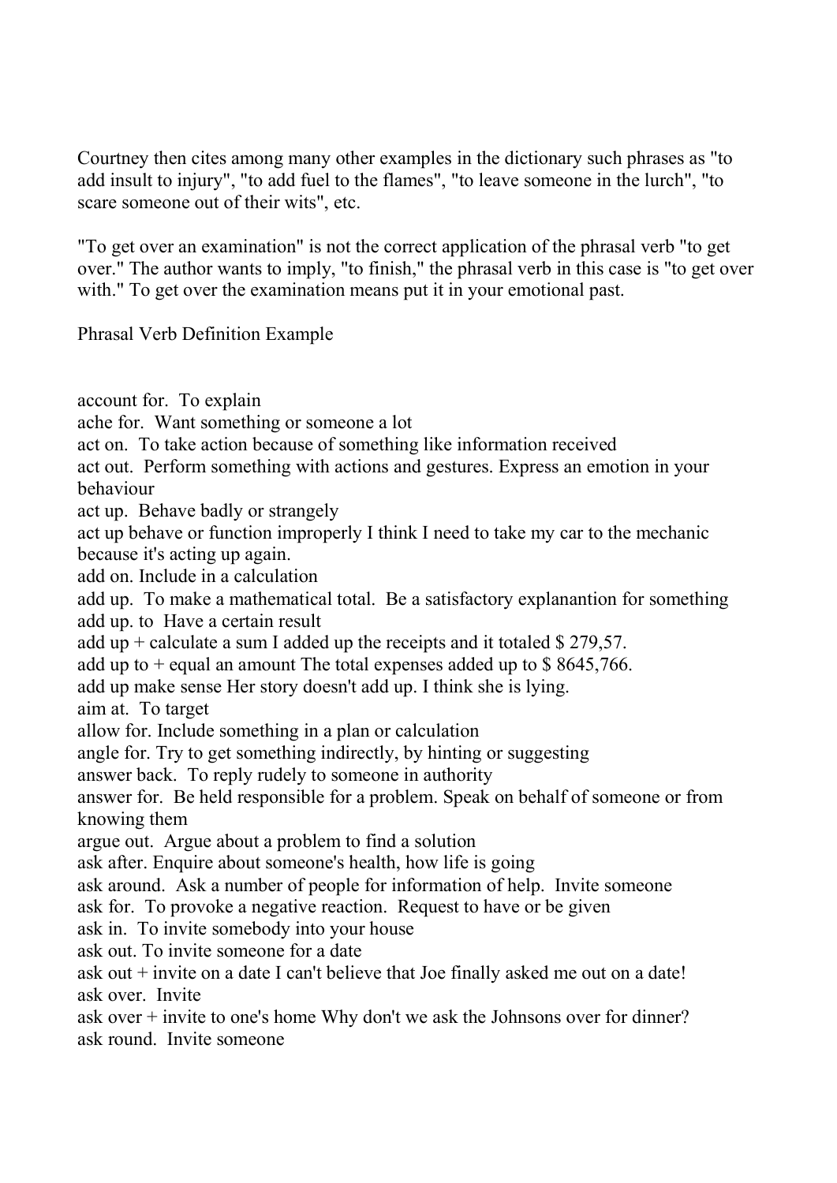Courtney then cites among many other examples in the dictionary such phrases as "to add insult to injury", "to add fuel to the flames", "to leave someone in the lurch", "to scare someone out of their wits", etc.

"To get over an examination" is not the correct application of the phrasal verb "to get over." The author wants to imply, "to finish," the phrasal verb in this case is "to get over with." To get over the examination means put it in your emotional past.

Phrasal Verb Definition Example

account for. To explain
ache for. Want something or someone a lot
act on. To take action because of something like information received
act out. Perform something with actions and gestures. Express an emotion in your behaviour
act up. Behave badly or strangely
act up behave or function improperly I think I need to take my car to the mechanic because it's acting up again.
add on. Include in a calculation
add up. To make a mathematical total. Be a satisfactory explanantion for something
add up. to Have a certain result
add up + calculate a sum I added up the receipts and it totaled $ 279,57.
add up to + equal an amount The total expenses added up to $ 8645,766.
add up make sense Her story doesn't add up. I think she is lying.
aim at. To target
allow for. Include something in a plan or calculation
angle for. Try to get something indirectly, by hinting or suggesting
answer back. To reply rudely to someone in authority
answer for. Be held responsible for a problem. Speak on behalf of someone or from knowing them
argue out. Argue about a problem to find a solution
ask after. Enquire about someone's health, how life is going
ask around. Ask a number of people for information of help. Invite someone
ask for. To provoke a negative reaction. Request to have or be given
ask in. To invite somebody into your house
ask out. To invite someone for a date
ask out + invite on a date I can't believe that Joe finally asked me out on a date!
ask over. Invite
ask over + invite to one's home Why don't we ask the Johnsons over for dinner?
ask round. Invite someone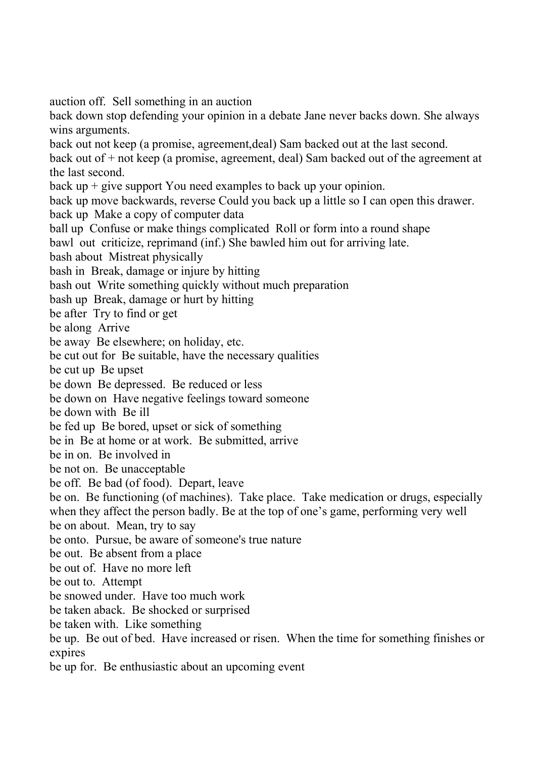auction off.  Sell something in an auction
back down stop defending your opinion in a debate Jane never backs down. She always wins arguments.
back out not keep (a promise, agreement,deal) Sam backed out at the last second.
back out of + not keep (a promise, agreement, deal) Sam backed out of the agreement at the last second.
back up + give support You need examples to back up your opinion.
back up move backwards, reverse Could you back up a little so I can open this drawer.
back up  Make a copy of computer data
ball up  Confuse or make things complicated  Roll or form into a round shape
bawl  out  criticize, reprimand (inf.) She bawled him out for arriving late.
bash about  Mistreat physically
bash in  Break, damage or injure by hitting
bash out  Write something quickly without much preparation
bash up  Break, damage or hurt by hitting
be after  Try to find or get
be along  Arrive
be away  Be elsewhere; on holiday, etc.
be cut out for  Be suitable, have the necessary qualities
be cut up  Be upset
be down  Be depressed.  Be reduced or less
be down on  Have negative feelings toward someone
be down with  Be ill
be fed up  Be bored, upset or sick of something
be in  Be at home or at work.  Be submitted, arrive
be in on.  Be involved in
be not on.  Be unacceptable
be off.  Be bad (of food).  Depart, leave
be on.  Be functioning (of machines).  Take place.  Take medication or drugs, especially when they affect the person badly. Be at the top of one's game, performing very well
be on about.  Mean, try to say
be onto.  Pursue, be aware of someone's true nature
be out.  Be absent from a place
be out of.  Have no more left
be out to.  Attempt
be snowed under.  Have too much work
be taken aback.  Be shocked or surprised
be taken with.  Like something
be up.  Be out of bed.  Have increased or risen.  When the time for something finishes or expires
be up for.  Be enthusiastic about an upcoming event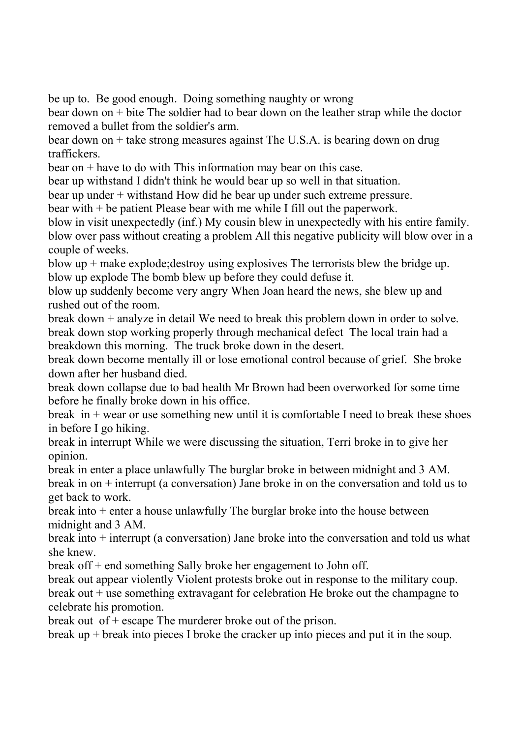be up to. Be good enough. Doing something naughty or wrong

bear down on + bite The soldier had to bear down on the leather strap while the doctor removed a bullet from the soldier's arm.

bear down on + take strong measures against The U.S.A. is bearing down on drug traffickers.

bear on + have to do with This information may bear on this case.

bear up withstand I didn't think he would bear up so well in that situation.

bear up under + withstand How did he bear up under such extreme pressure.

bear with + be patient Please bear with me while I fill out the paperwork.

blow in visit unexpectedly (inf.) My cousin blew in unexpectedly with his entire family.

blow over pass without creating a problem All this negative publicity will blow over in a couple of weeks.

blow up + make explode;destroy using explosives The terrorists blew the bridge up.

blow up explode The bomb blew up before they could defuse it.

blow up suddenly become very angry When Joan heard the news, she blew up and rushed out of the room.

break down + analyze in detail We need to break this problem down in order to solve.

break down stop working properly through mechanical defect The local train had a breakdown this morning. The truck broke down in the desert.

break down become mentally ill or lose emotional control because of grief. She broke down after her husband died.

break down collapse due to bad health Mr Brown had been overworked for some time before he finally broke down in his office.

break in + wear or use something new until it is comfortable I need to break these shoes in before I go hiking.

break in interrupt While we were discussing the situation, Terri broke in to give her opinion.

break in enter a place unlawfully The burglar broke in between midnight and 3 AM.

break in on + interrupt (a conversation) Jane broke in on the conversation and told us to get back to work.

break into + enter a house unlawfully The burglar broke into the house between midnight and 3 AM.

break into + interrupt (a conversation) Jane broke into the conversation and told us what she knew.

break off + end something Sally broke her engagement to John off.

break out appear violently Violent protests broke out in response to the military coup.

break out + use something extravagant for celebration He broke out the champagne to celebrate his promotion.

break out of + escape The murderer broke out of the prison.

break up + break into pieces I broke the cracker up into pieces and put it in the soup.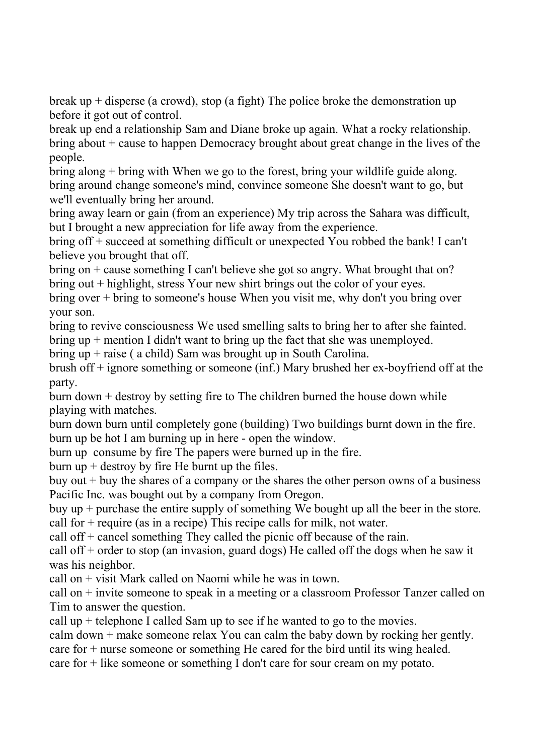break up + disperse (a crowd), stop (a fight) The police broke the demonstration up before it got out of control.
break up end a relationship Sam and Diane broke up again. What a rocky relationship.
bring about + cause to happen Democracy brought about great change in the lives of the people.
bring along + bring with When we go to the forest, bring your wildlife guide along.
bring around change someone's mind, convince someone She doesn't want to go, but we'll eventually bring her around.
bring away learn or gain (from an experience) My trip across the Sahara was difficult, but I brought a new appreciation for life away from the experience.
bring off + succeed at something difficult or unexpected You robbed the bank! I can't believe you brought that off.
bring on + cause something I can't believe she got so angry. What brought that on?
bring out + highlight, stress Your new shirt brings out the color of your eyes.
bring over + bring to someone's house When you visit me, why don't you bring over your son.
bring to revive consciousness We used smelling salts to bring her to after she fainted.
bring up + mention I didn't want to bring up the fact that she was unemployed.
bring up + raise ( a child) Sam was brought up in South Carolina.
brush off + ignore something or someone (inf.) Mary brushed her ex-boyfriend off at the party.
burn down + destroy by setting fire to The children burned the house down while playing with matches.
burn down burn until completely gone (building) Two buildings burnt down in the fire.
burn up be hot I am burning up in here - open the window.
burn up consume by fire The papers were burned up in the fire.
burn up + destroy by fire He burnt up the files.
buy out + buy the shares of a company or the shares the other person owns of a business Pacific Inc. was bought out by a company from Oregon.
buy up + purchase the entire supply of something We bought up all the beer in the store.
call for + require (as in a recipe) This recipe calls for milk, not water.
call off + cancel something They called the picnic off because of the rain.
call off + order to stop (an invasion, guard dogs) He called off the dogs when he saw it was his neighbor.
call on + visit Mark called on Naomi while he was in town.
call on + invite someone to speak in a meeting or a classroom Professor Tanzer called on Tim to answer the question.
call up + telephone I called Sam up to see if he wanted to go to the movies.
calm down + make someone relax You can calm the baby down by rocking her gently.
care for + nurse someone or something He cared for the bird until its wing healed.
care for + like someone or something I don't care for sour cream on my potato.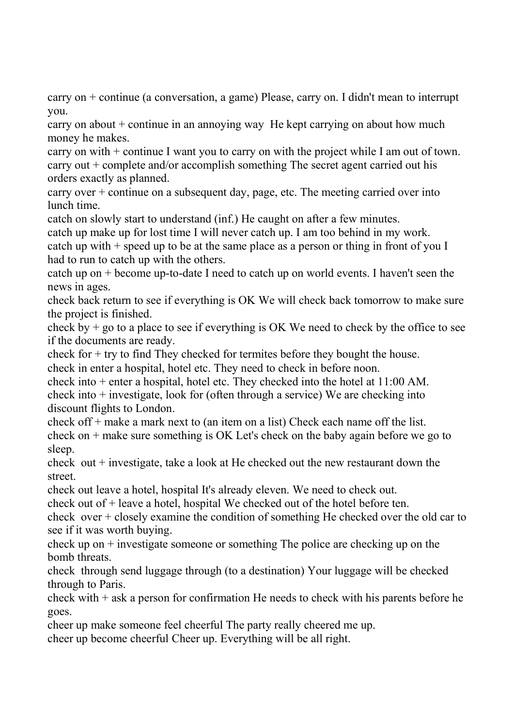carry on + continue (a conversation, a game) Please, carry on. I didn't mean to interrupt you.
carry on about + continue in an annoying way He kept carrying on about how much money he makes.
carry on with + continue I want you to carry on with the project while I am out of town.
carry out + complete and/or accomplish something The secret agent carried out his orders exactly as planned.
carry over + continue on a subsequent day, page, etc. The meeting carried over into lunch time.
catch on slowly start to understand (inf.) He caught on after a few minutes.
catch up make up for lost time I will never catch up. I am too behind in my work.
catch up with + speed up to be at the same place as a person or thing in front of you I had to run to catch up with the others.
catch up on + become up-to-date I need to catch up on world events. I haven't seen the news in ages.
check back return to see if everything is OK We will check back tomorrow to make sure the project is finished.
check by + go to a place to see if everything is OK We need to check by the office to see if the documents are ready.
check for + try to find They checked for termites before they bought the house.
check in enter a hospital, hotel etc. They need to check in before noon.
check into + enter a hospital, hotel etc. They checked into the hotel at 11:00 AM.
check into + investigate, look for (often through a service) We are checking into discount flights to London.
check off + make a mark next to (an item on a list) Check each name off the list.
check on + make sure something is OK Let's check on the baby again before we go to sleep.
check out + investigate, take a look at He checked out the new restaurant down the street.
check out leave a hotel, hospital It's already eleven. We need to check out.
check out of + leave a hotel, hospital We checked out of the hotel before ten.
check over + closely examine the condition of something He checked over the old car to see if it was worth buying.
check up on + investigate someone or something The police are checking up on the bomb threats.
check through send luggage through (to a destination) Your luggage will be checked through to Paris.
check with + ask a person for confirmation He needs to check with his parents before he goes.
cheer up make someone feel cheerful The party really cheered me up.
cheer up become cheerful Cheer up. Everything will be all right.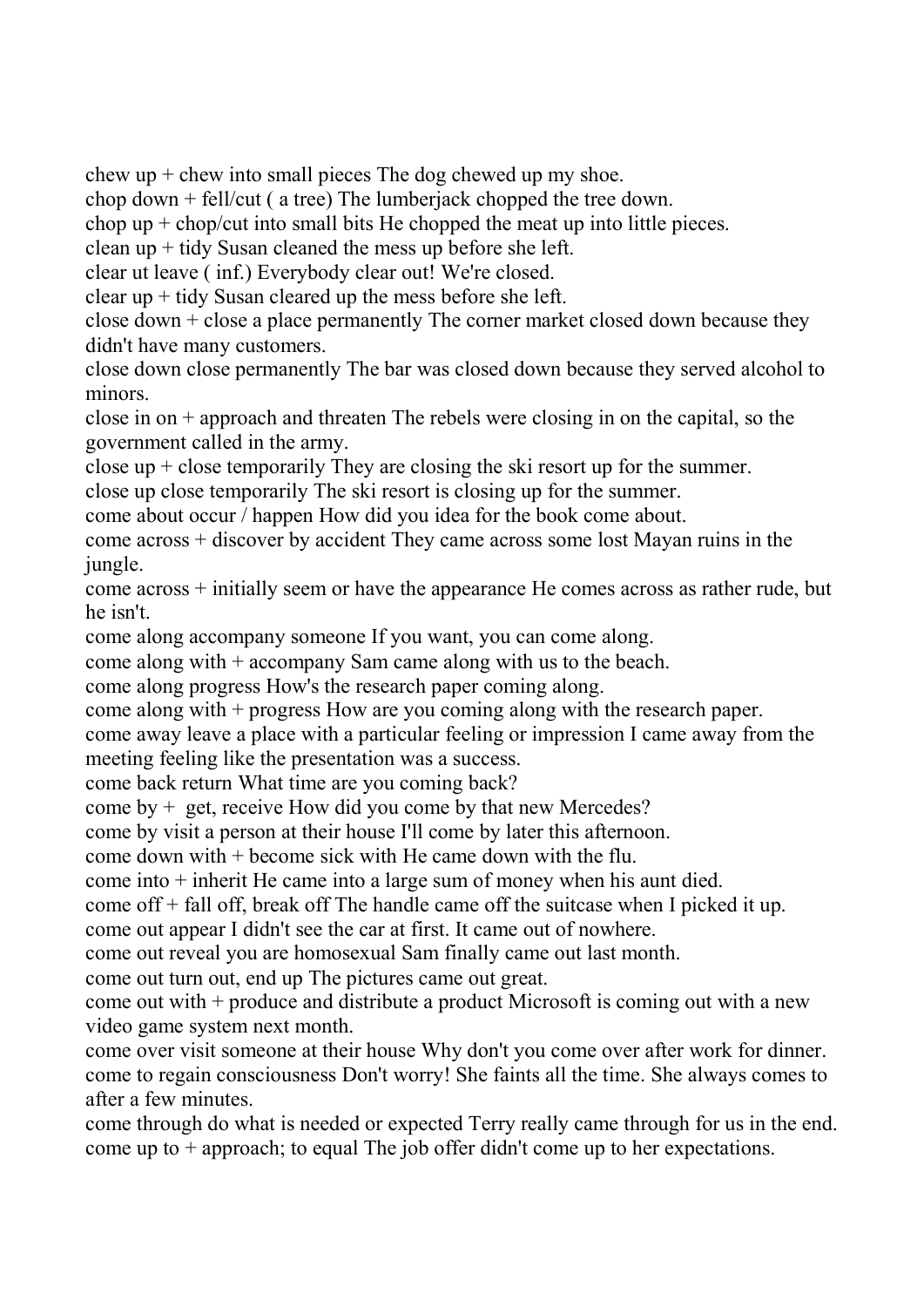chew up + chew into small pieces The dog chewed up my shoe.
chop down + fell/cut ( a tree) The lumberjack chopped the tree down.
chop up + chop/cut into small bits He chopped the meat up into little pieces.
clean up + tidy Susan cleaned the mess up before she left.
clear ut leave ( inf.) Everybody clear out! We're closed.
clear up + tidy Susan cleared up the mess before she left.
close down + close a place permanently The corner market closed down because they didn't have many customers.
close down close permanently The bar was closed down because they served alcohol to minors.
close in on + approach and threaten The rebels were closing in on the capital, so the government called in the army.
close up + close temporarily They are closing the ski resort up for the summer.
close up close temporarily The ski resort is closing up for the summer.
come about occur / happen How did you idea for the book come about.
come across + discover by accident They came across some lost Mayan ruins in the jungle.
come across + initially seem or have the appearance He comes across as rather rude, but he isn't.
come along accompany someone If you want, you can come along.
come along with + accompany Sam came along with us to the beach.
come along progress How's the research paper coming along.
come along with + progress How are you coming along with the research paper.
come away leave a place with a particular feeling or impression I came away from the meeting feeling like the presentation was a success.
come back return What time are you coming back?
come by + get, receive How did you come by that new Mercedes?
come by visit a person at their house I'll come by later this afternoon.
come down with + become sick with He came down with the flu.
come into + inherit He came into a large sum of money when his aunt died.
come off + fall off, break off The handle came off the suitcase when I picked it up.
come out appear I didn't see the car at first. It came out of nowhere.
come out reveal you are homosexual Sam finally came out last month.
come out turn out, end up The pictures came out great.
come out with + produce and distribute a product Microsoft is coming out with a new video game system next month.
come over visit someone at their house Why don't you come over after work for dinner.
come to regain consciousness Don't worry! She faints all the time. She always comes to after a few minutes.
come through do what is needed or expected Terry really came through for us in the end.
come up to + approach; to equal The job offer didn't come up to her expectations.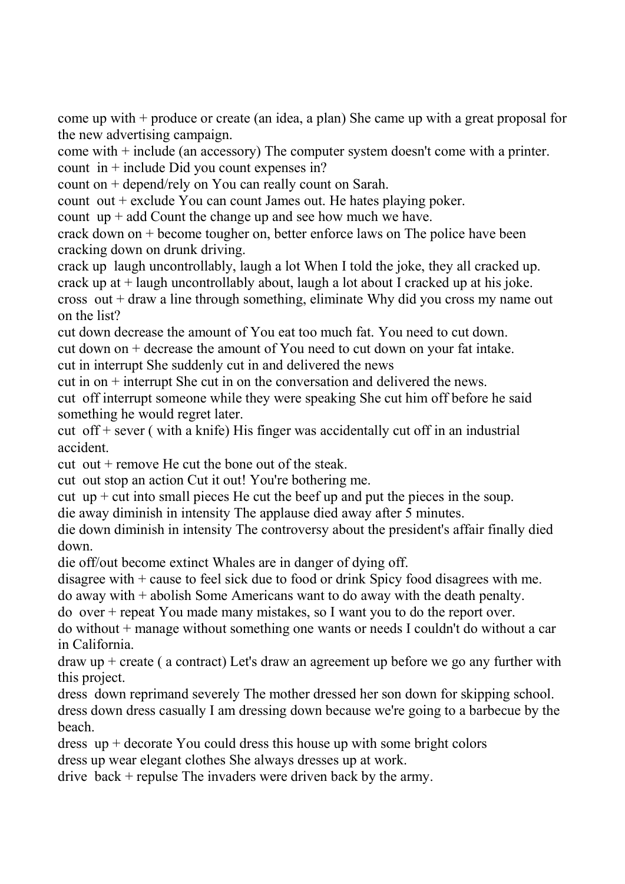come up with + produce or create (an idea, a plan) She came up with a great proposal for the new advertising campaign.

come with + include (an accessory) The computer system doesn't come with a printer.

count in + include Did you count expenses in?

count on + depend/rely on You can really count on Sarah.

count out + exclude You can count James out. He hates playing poker.

count up + add Count the change up and see how much we have.

crack down on + become tougher on, better enforce laws on The police have been cracking down on drunk driving.

crack up laugh uncontrollably, laugh a lot When I told the joke, they all cracked up.

crack up at + laugh uncontrollably about, laugh a lot about I cracked up at his joke.

cross out + draw a line through something, eliminate Why did you cross my name out on the list?

cut down decrease the amount of You eat too much fat. You need to cut down.

cut down on + decrease the amount of You need to cut down on your fat intake.

cut in interrupt She suddenly cut in and delivered the news

cut in on + interrupt She cut in on the conversation and delivered the news.

cut off interrupt someone while they were speaking She cut him off before he said something he would regret later.

cut off + sever ( with a knife) His finger was accidentally cut off in an industrial accident.

cut out + remove He cut the bone out of the steak.

cut out stop an action Cut it out! You're bothering me.

cut up + cut into small pieces He cut the beef up and put the pieces in the soup.

die away diminish in intensity The applause died away after 5 minutes.

die down diminish in intensity The controversy about the president's affair finally died down.

die off/out become extinct Whales are in danger of dying off.

disagree with + cause to feel sick due to food or drink Spicy food disagrees with me.

do away with + abolish Some Americans want to do away with the death penalty.

do over + repeat You made many mistakes, so I want you to do the report over.

do without + manage without something one wants or needs I couldn't do without a car in California.

draw up + create ( a contract) Let's draw an agreement up before we go any further with this project.

dress down reprimand severely The mother dressed her son down for skipping school.

dress down dress casually I am dressing down because we're going to a barbecue by the beach.

dress up + decorate You could dress this house up with some bright colors

dress up wear elegant clothes She always dresses up at work.

drive back + repulse The invaders were driven back by the army.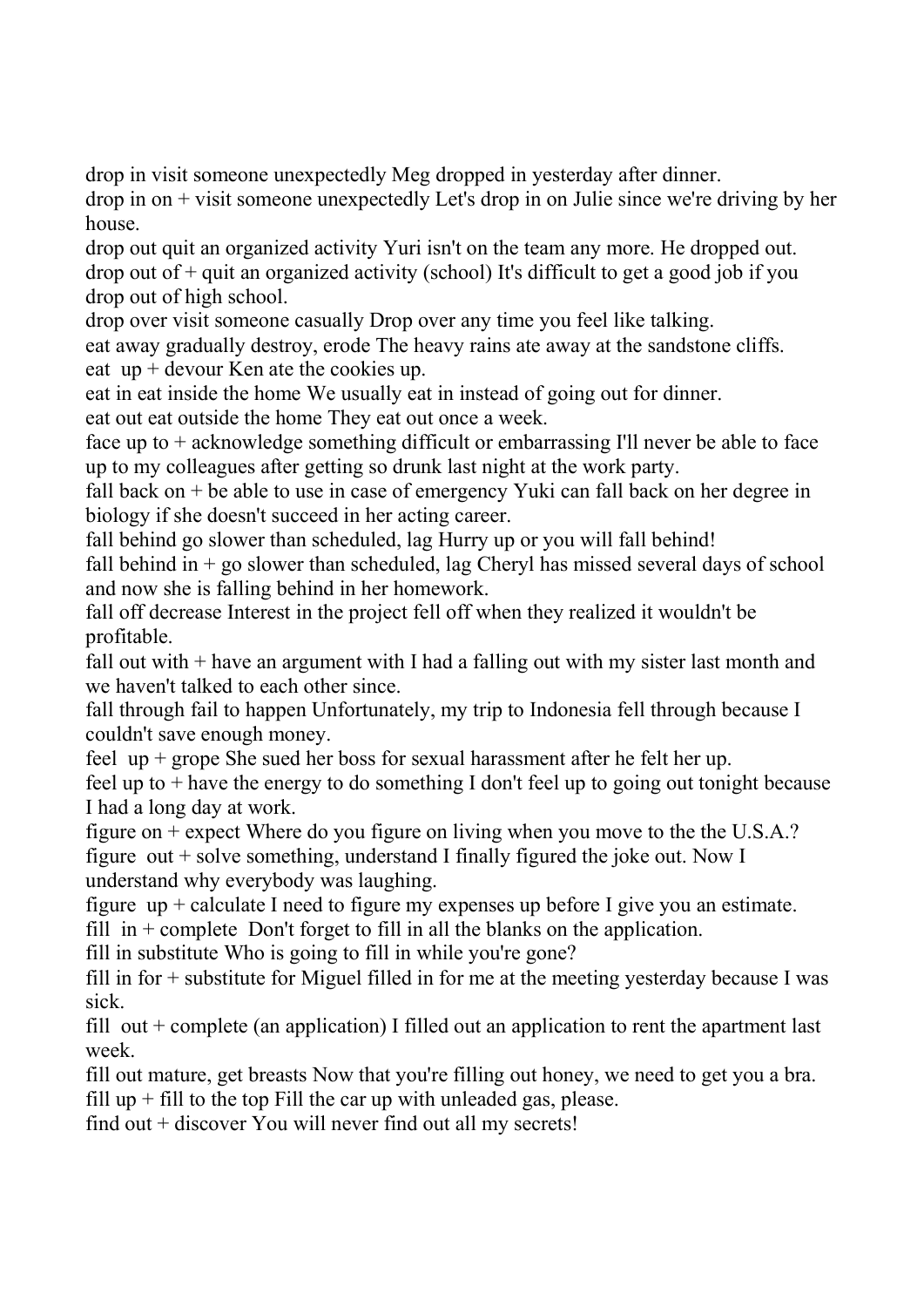drop in visit someone unexpectedly Meg dropped in yesterday after dinner.
drop in on + visit someone unexpectedly Let's drop in on Julie since we're driving by her house.
drop out quit an organized activity Yuri isn't on the team any more. He dropped out.
drop out of + quit an organized activity (school) It's difficult to get a good job if you drop out of high school.
drop over visit someone casually Drop over any time you feel like talking.
eat away gradually destroy, erode The heavy rains ate away at the sandstone cliffs.
eat up + devour Ken ate the cookies up.
eat in eat inside the home We usually eat in instead of going out for dinner.
eat out eat outside the home They eat out once a week.
face up to + acknowledge something difficult or embarrassing I'll never be able to face up to my colleagues after getting so drunk last night at the work party.
fall back on + be able to use in case of emergency Yuki can fall back on her degree in biology if she doesn't succeed in her acting career.
fall behind go slower than scheduled, lag Hurry up or you will fall behind!
fall behind in + go slower than scheduled, lag Cheryl has missed several days of school and now she is falling behind in her homework.
fall off decrease Interest in the project fell off when they realized it wouldn't be profitable.
fall out with + have an argument with I had a falling out with my sister last month and we haven't talked to each other since.
fall through fail to happen Unfortunately, my trip to Indonesia fell through because I couldn't save enough money.
feel up + grope She sued her boss for sexual harassment after he felt her up.
feel up to + have the energy to do something I don't feel up to going out tonight because I had a long day at work.
figure on + expect Where do you figure on living when you move to the the U.S.A.?
figure out + solve something, understand I finally figured the joke out. Now I understand why everybody was laughing.
figure up + calculate I need to figure my expenses up before I give you an estimate.
fill in + complete Don't forget to fill in all the blanks on the application.
fill in substitute Who is going to fill in while you're gone?
fill in for + substitute for Miguel filled in for me at the meeting yesterday because I was sick.
fill out + complete (an application) I filled out an application to rent the apartment last week.
fill out mature, get breasts Now that you're filling out honey, we need to get you a bra.
fill up + fill to the top Fill the car up with unleaded gas, please.
find out + discover You will never find out all my secrets!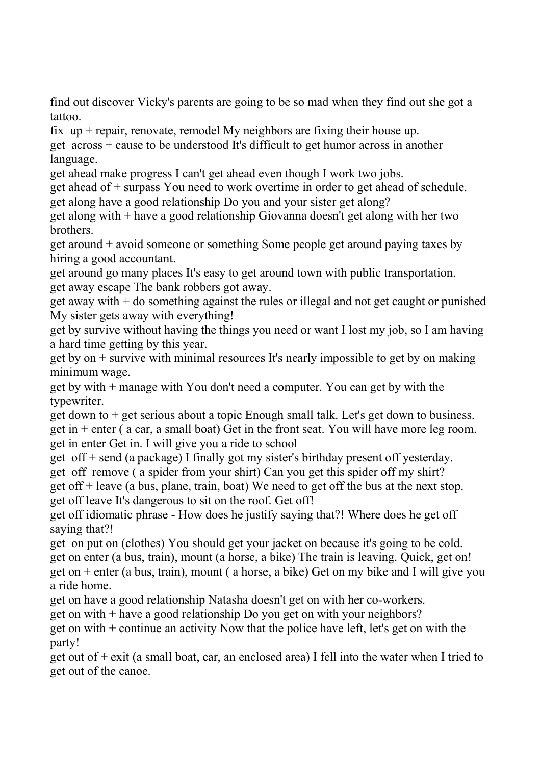find out discover Vicky's parents are going to be so mad when they find out she got a tattoo.

fix up + repair, renovate, remodel My neighbors are fixing their house up.

get across + cause to be understood It's difficult to get humor across in another language.

get ahead make progress I can't get ahead even though I work two jobs.

get ahead of + surpass You need to work overtime in order to get ahead of schedule.

get along have a good relationship Do you and your sister get along?

get along with + have a good relationship Giovanna doesn't get along with her two brothers.

get around + avoid someone or something Some people get around paying taxes by hiring a good accountant.

get around go many places It's easy to get around town with public transportation.

get away escape The bank robbers got away.

get away with + do something against the rules or illegal and not get caught or punished My sister gets away with everything!

get by survive without having the things you need or want I lost my job, so I am having a hard time getting by this year.

get by on + survive with minimal resources It's nearly impossible to get by on making minimum wage.

get by with + manage with You don't need a computer. You can get by with the typewriter.

get down to + get serious about a topic Enough small talk. Let's get down to business.

get in + enter ( a car, a small boat) Get in the front seat. You will have more leg room.

get in enter Get in. I will give you a ride to school

get off + send (a package) I finally got my sister's birthday present off yesterday.

get off remove ( a spider from your shirt) Can you get this spider off my shirt?

get off + leave (a bus, plane, train, boat) We need to get off the bus at the next stop.

get off leave It's dangerous to sit on the roof. Get off!

get off idiomatic phrase - How does he justify saying that?! Where does he get off saying that?!

get on put on (clothes) You should get your jacket on because it's going to be cold.

get on enter (a bus, train), mount (a horse, a bike) The train is leaving. Quick, get on!

get on + enter (a bus, train), mount ( a horse, a bike) Get on my bike and I will give you a ride home.

get on have a good relationship Natasha doesn't get on with her co-workers.

get on with + have a good relationship Do you get on with your neighbors?

get on with + continue an activity Now that the police have left, let's get on with the party!

get out of + exit (a small boat, car, an enclosed area) I fell into the water when I tried to get out of the canoe.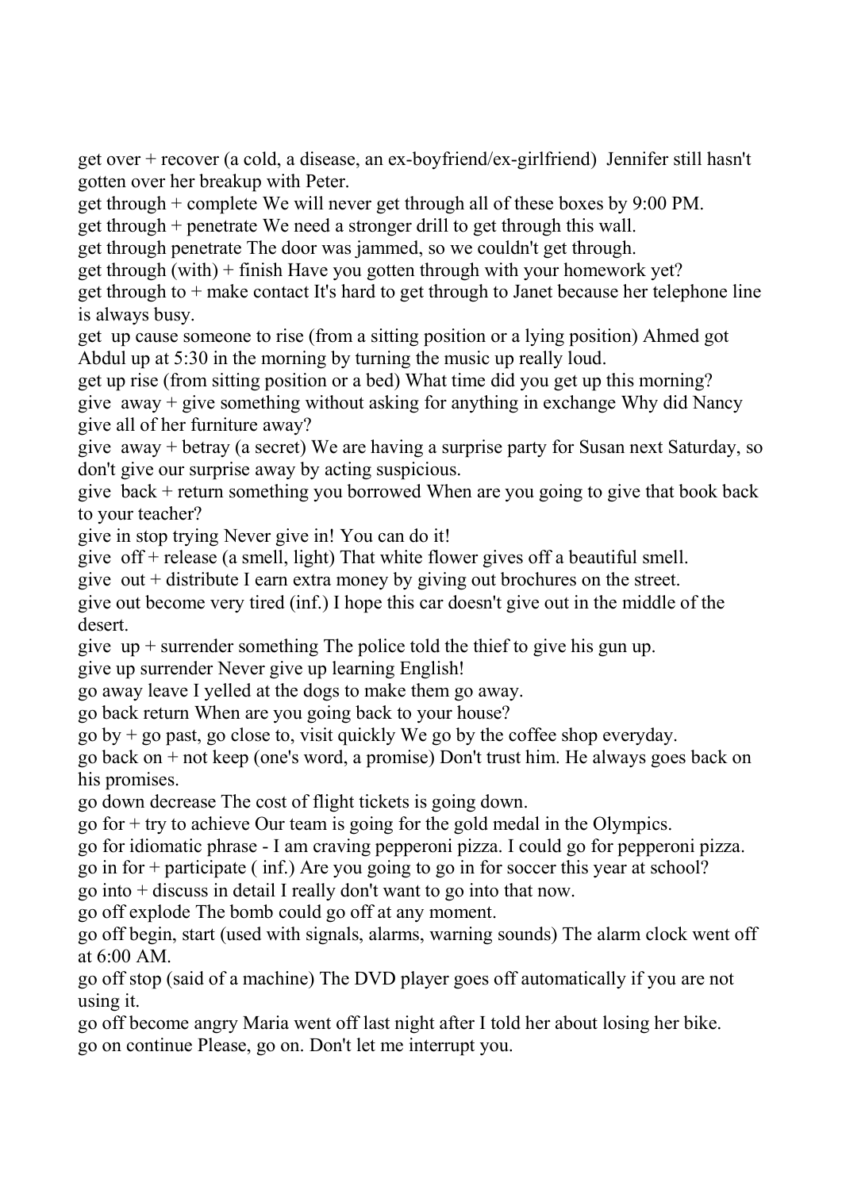get over + recover (a cold, a disease, an ex-boyfriend/ex-girlfriend) Jennifer still hasn't gotten over her breakup with Peter.
get through + complete We will never get through all of these boxes by 9:00 PM.
get through + penetrate We need a stronger drill to get through this wall.
get through penetrate The door was jammed, so we couldn't get through.
get through (with) + finish Have you gotten through with your homework yet?
get through to + make contact It's hard to get through to Janet because her telephone line is always busy.
get up cause someone to rise (from a sitting position or a lying position) Ahmed got Abdul up at 5:30 in the morning by turning the music up really loud.
get up rise (from sitting position or a bed) What time did you get up this morning?
give away + give something without asking for anything in exchange Why did Nancy give all of her furniture away?
give away + betray (a secret) We are having a surprise party for Susan next Saturday, so don't give our surprise away by acting suspicious.
give back + return something you borrowed When are you going to give that book back to your teacher?
give in stop trying Never give in! You can do it!
give off + release (a smell, light) That white flower gives off a beautiful smell.
give out + distribute I earn extra money by giving out brochures on the street.
give out become very tired (inf.) I hope this car doesn't give out in the middle of the desert.
give up + surrender something The police told the thief to give his gun up.
give up surrender Never give up learning English!
go away leave I yelled at the dogs to make them go away.
go back return When are you going back to your house?
go by + go past, go close to, visit quickly We go by the coffee shop everyday.
go back on + not keep (one's word, a promise) Don't trust him. He always goes back on his promises.
go down decrease The cost of flight tickets is going down.
go for + try to achieve Our team is going for the gold medal in the Olympics.
go for idiomatic phrase - I am craving pepperoni pizza. I could go for pepperoni pizza.
go in for + participate ( inf.) Are you going to go in for soccer this year at school?
go into + discuss in detail I really don't want to go into that now.
go off explode The bomb could go off at any moment.
go off begin, start (used with signals, alarms, warning sounds) The alarm clock went off at 6:00 AM.
go off stop (said of a machine) The DVD player goes off automatically if you are not using it.
go off become angry Maria went off last night after I told her about losing her bike.
go on continue Please, go on. Don't let me interrupt you.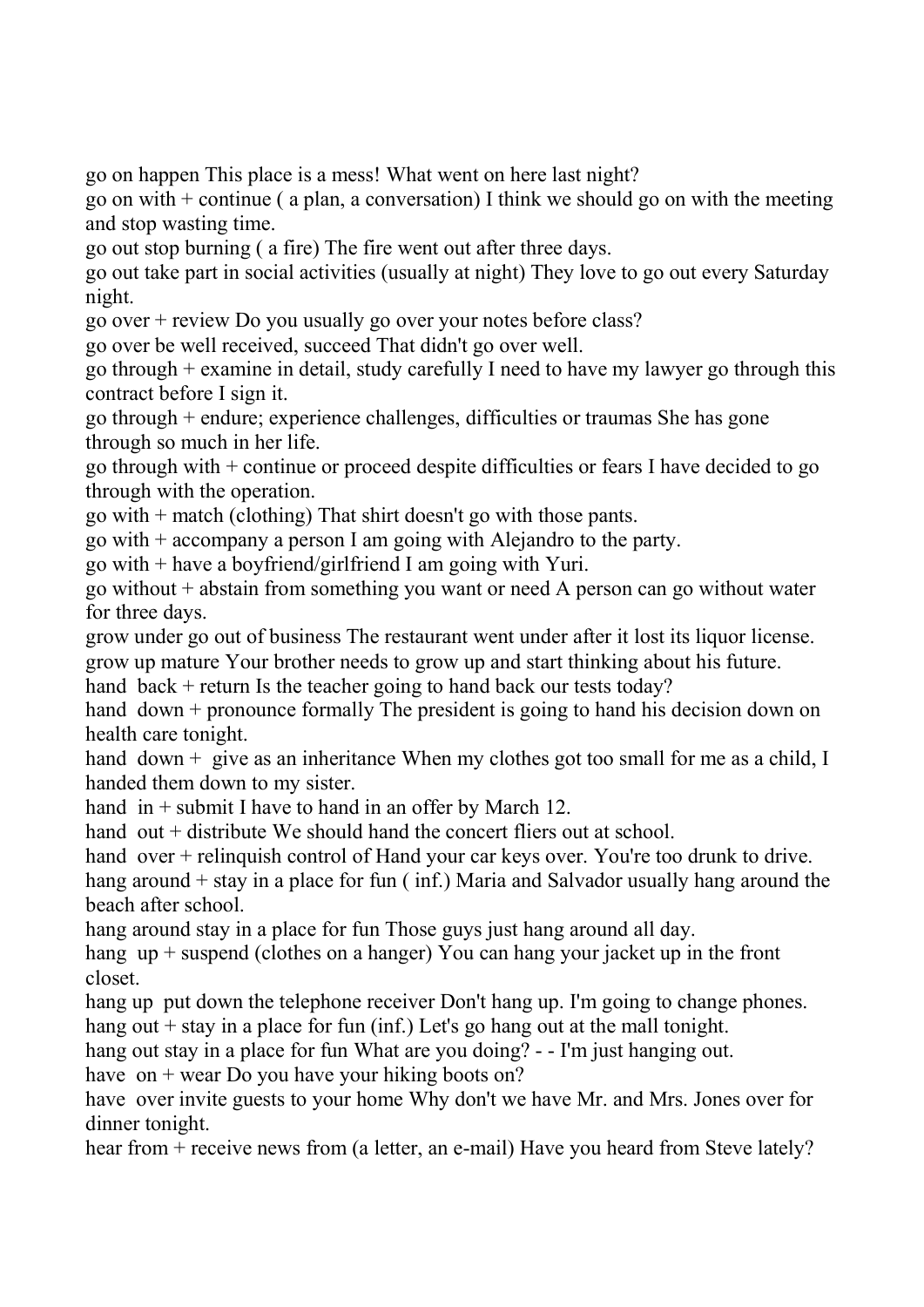go on happen This place is a mess! What went on here last night?

go on with + continue ( a plan, a conversation) I think we should go on with the meeting and stop wasting time.

go out stop burning ( a fire) The fire went out after three days.

go out take part in social activities (usually at night) They love to go out every Saturday night.

go over + review Do you usually go over your notes before class?

go over be well received, succeed That didn't go over well.

go through + examine in detail, study carefully I need to have my lawyer go through this contract before I sign it.

go through + endure; experience challenges, difficulties or traumas She has gone through so much in her life.

go through with + continue or proceed despite difficulties or fears I have decided to go through with the operation.

go with + match (clothing) That shirt doesn't go with those pants.

go with + accompany a person I am going with Alejandro to the party.

go with + have a boyfriend/girlfriend I am going with Yuri.

go without + abstain from something you want or need A person can go without water for three days.

grow under go out of business The restaurant went under after it lost its liquor license.

grow up mature Your brother needs to grow up and start thinking about his future.

hand back + return Is the teacher going to hand back our tests today?

hand down + pronounce formally The president is going to hand his decision down on health care tonight.

hand down + give as an inheritance When my clothes got too small for me as a child, I handed them down to my sister.

hand in + submit I have to hand in an offer by March 12.

hand out + distribute We should hand the concert fliers out at school.

hand over + relinquish control of Hand your car keys over. You're too drunk to drive.

hang around + stay in a place for fun ( inf.) Maria and Salvador usually hang around the beach after school.

hang around stay in a place for fun Those guys just hang around all day.

hang up + suspend (clothes on a hanger) You can hang your jacket up in the front closet.

hang up put down the telephone receiver Don't hang up. I'm going to change phones.

hang out + stay in a place for fun (inf.) Let's go hang out at the mall tonight.

hang out stay in a place for fun What are you doing? - - I'm just hanging out.

have on + wear Do you have your hiking boots on?

have over invite guests to your home Why don't we have Mr. and Mrs. Jones over for dinner tonight.

hear from + receive news from (a letter, an e-mail) Have you heard from Steve lately?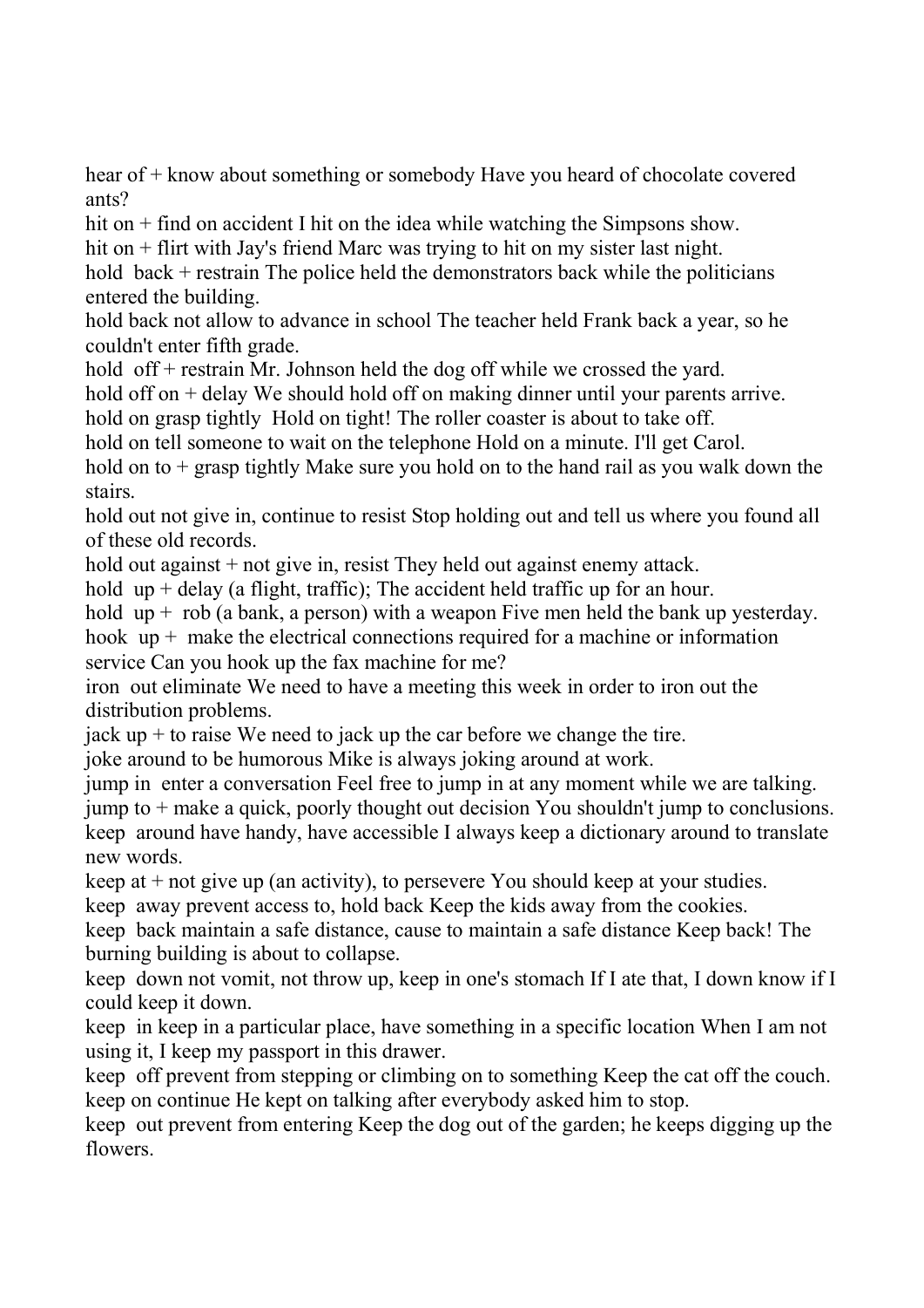hear of + know about something or somebody Have you heard of chocolate covered ants?

hit on + find on accident I hit on the idea while watching the Simpsons show.

hit on + flirt with Jay's friend Marc was trying to hit on my sister last night.

hold back + restrain The police held the demonstrators back while the politicians entered the building.

hold back not allow to advance in school The teacher held Frank back a year, so he couldn't enter fifth grade.

hold off + restrain Mr. Johnson held the dog off while we crossed the yard.

hold off on + delay We should hold off on making dinner until your parents arrive.

hold on grasp tightly Hold on tight! The roller coaster is about to take off.

hold on tell someone to wait on the telephone Hold on a minute. I'll get Carol.

hold on to + grasp tightly Make sure you hold on to the hand rail as you walk down the stairs.

hold out not give in, continue to resist Stop holding out and tell us where you found all of these old records.

hold out against + not give in, resist They held out against enemy attack.

hold up + delay (a flight, traffic); The accident held traffic up for an hour.

hold up + rob (a bank, a person) with a weapon Five men held the bank up yesterday.

hook up + make the electrical connections required for a machine or information service Can you hook up the fax machine for me?

iron out eliminate We need to have a meeting this week in order to iron out the distribution problems.

jack up + to raise We need to jack up the car before we change the tire.

joke around to be humorous Mike is always joking around at work.

jump in enter a conversation Feel free to jump in at any moment while we are talking.

jump to + make a quick, poorly thought out decision You shouldn't jump to conclusions.

keep around have handy, have accessible I always keep a dictionary around to translate new words.

keep at + not give up (an activity), to persevere You should keep at your studies.

keep away prevent access to, hold back Keep the kids away from the cookies.

keep back maintain a safe distance, cause to maintain a safe distance Keep back! The burning building is about to collapse.

keep down not vomit, not throw up, keep in one's stomach If I ate that, I down know if I could keep it down.

keep in keep in a particular place, have something in a specific location When I am not using it, I keep my passport in this drawer.

keep off prevent from stepping or climbing on to something Keep the cat off the couch.

keep on continue He kept on talking after everybody asked him to stop.

keep out prevent from entering Keep the dog out of the garden; he keeps digging up the flowers.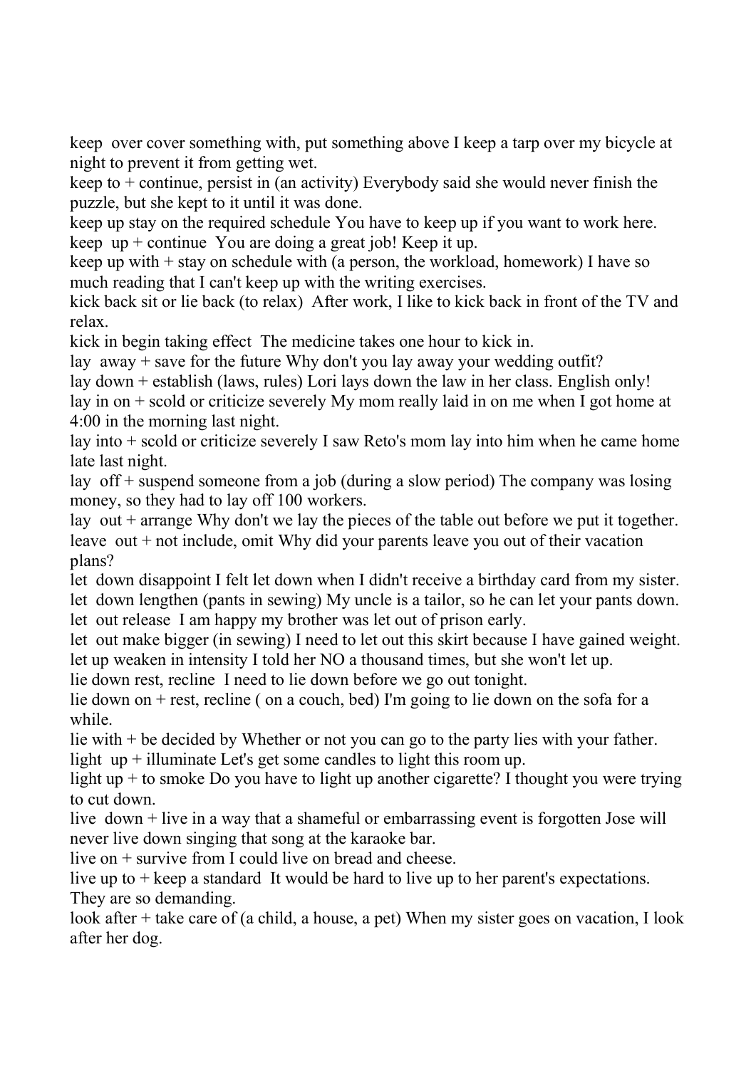keep over cover something with, put something above I keep a tarp over my bicycle at night to prevent it from getting wet.

keep to + continue, persist in (an activity) Everybody said she would never finish the puzzle, but she kept to it until it was done.

keep up stay on the required schedule You have to keep up if you want to work here.

keep up + continue You are doing a great job! Keep it up.

keep up with + stay on schedule with (a person, the workload, homework) I have so much reading that I can't keep up with the writing exercises.

kick back sit or lie back (to relax) After work, I like to kick back in front of the TV and relax.

kick in begin taking effect The medicine takes one hour to kick in.

lay away + save for the future Why don't you lay away your wedding outfit?

lay down + establish (laws, rules) Lori lays down the law in her class. English only!

lay in on + scold or criticize severely My mom really laid in on me when I got home at 4:00 in the morning last night.

lay into + scold or criticize severely I saw Reto's mom lay into him when he came home late last night.

lay off + suspend someone from a job (during a slow period) The company was losing money, so they had to lay off 100 workers.

lay out + arrange Why don't we lay the pieces of the table out before we put it together.

leave out + not include, omit Why did your parents leave you out of their vacation plans?

let down disappoint I felt let down when I didn't receive a birthday card from my sister.

let down lengthen (pants in sewing) My uncle is a tailor, so he can let your pants down.

let out release I am happy my brother was let out of prison early.

let out make bigger (in sewing) I need to let out this skirt because I have gained weight.

let up weaken in intensity I told her NO a thousand times, but she won't let up.

lie down rest, recline I need to lie down before we go out tonight.

lie down on + rest, recline ( on a couch, bed) I'm going to lie down on the sofa for a while.

lie with + be decided by Whether or not you can go to the party lies with your father.

light up + illuminate Let's get some candles to light this room up.

light up + to smoke Do you have to light up another cigarette? I thought you were trying to cut down.

live down + live in a way that a shameful or embarrassing event is forgotten Jose will never live down singing that song at the karaoke bar.

live on + survive from I could live on bread and cheese.

live up to + keep a standard It would be hard to live up to her parent's expectations. They are so demanding.

look after + take care of (a child, a house, a pet) When my sister goes on vacation, I look after her dog.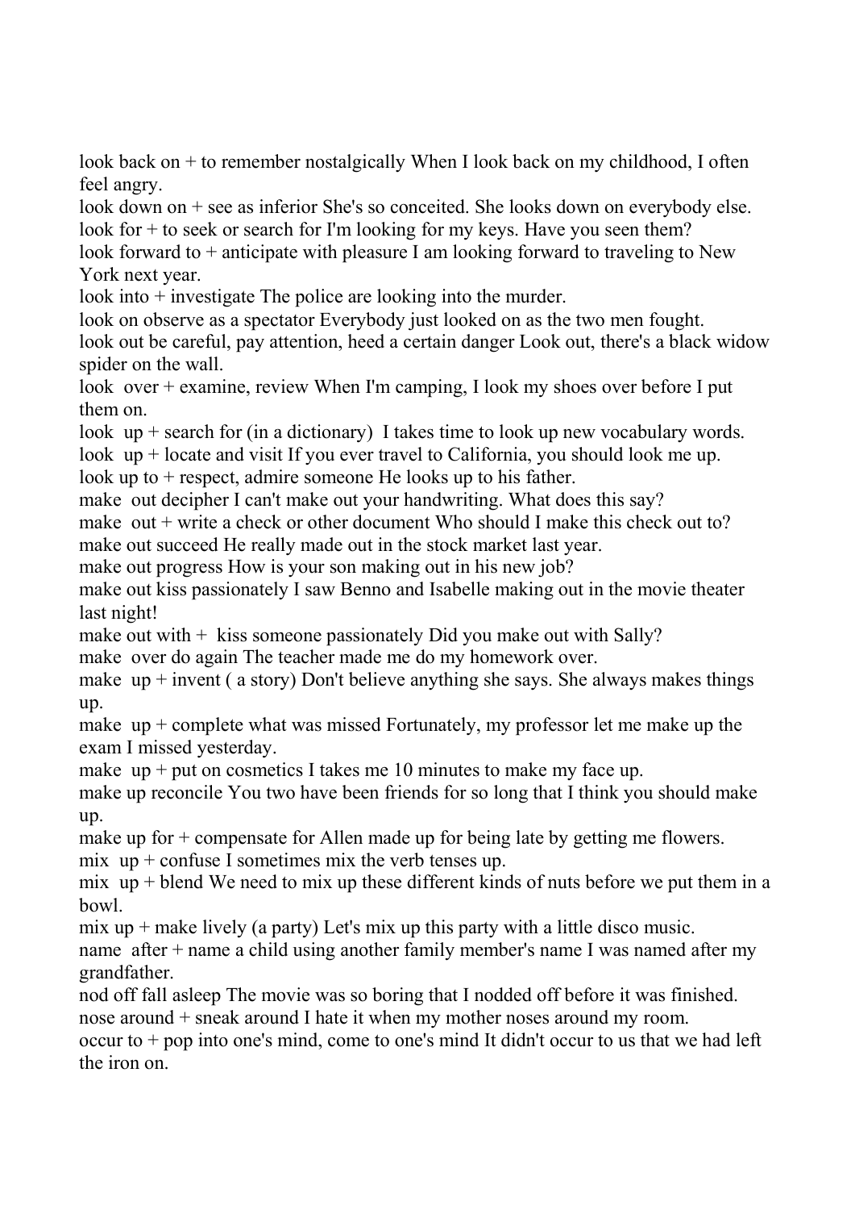look back on + to remember nostalgically When I look back on my childhood, I often feel angry.
look down on + see as inferior She's so conceited. She looks down on everybody else.
look for + to seek or search for I'm looking for my keys. Have you seen them?
look forward to + anticipate with pleasure I am looking forward to traveling to New York next year.
look into + investigate The police are looking into the murder.
look on observe as a spectator Everybody just looked on as the two men fought.
look out be careful, pay attention, heed a certain danger Look out, there's a black widow spider on the wall.
look over + examine, review When I'm camping, I look my shoes over before I put them on.
look up + search for (in a dictionary) I takes time to look up new vocabulary words.
look up + locate and visit If you ever travel to California, you should look me up.
look up to + respect, admire someone He looks up to his father.
make out decipher I can't make out your handwriting. What does this say?
make out + write a check or other document Who should I make this check out to?
make out succeed He really made out in the stock market last year.
make out progress How is your son making out in his new job?
make out kiss passionately I saw Benno and Isabelle making out in the movie theater last night!
make out with + kiss someone passionately Did you make out with Sally?
make over do again The teacher made me do my homework over.
make up + invent ( a story) Don't believe anything she says. She always makes things up.
make up + complete what was missed Fortunately, my professor let me make up the exam I missed yesterday.
make up + put on cosmetics I takes me 10 minutes to make my face up.
make up reconcile You two have been friends for so long that I think you should make up.
make up for + compensate for Allen made up for being late by getting me flowers.
mix up + confuse I sometimes mix the verb tenses up.
mix up + blend We need to mix up these different kinds of nuts before we put them in a bowl.
mix up + make lively (a party) Let's mix up this party with a little disco music.
name after + name a child using another family member's name I was named after my grandfather.
nod off fall asleep The movie was so boring that I nodded off before it was finished.
nose around + sneak around I hate it when my mother noses around my room.
occur to + pop into one's mind, come to one's mind It didn't occur to us that we had left the iron on.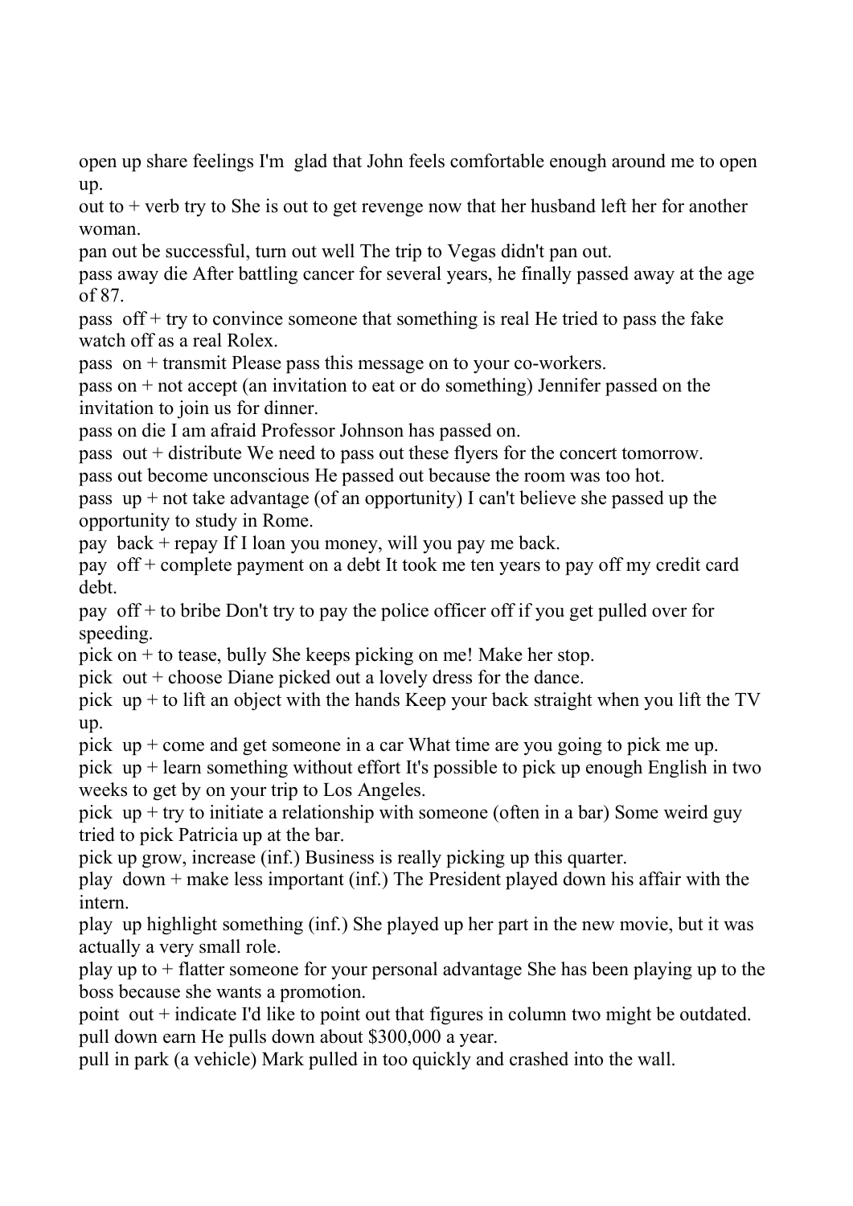open up share feelings I'm glad that John feels comfortable enough around me to open up.

out to + verb try to She is out to get revenge now that her husband left her for another woman.

pan out be successful, turn out well The trip to Vegas didn't pan out.

pass away die After battling cancer for several years, he finally passed away at the age of 87.

pass off + try to convince someone that something is real He tried to pass the fake watch off as a real Rolex.

pass on + transmit Please pass this message on to your co-workers.

pass on + not accept (an invitation to eat or do something) Jennifer passed on the invitation to join us for dinner.

pass on die I am afraid Professor Johnson has passed on.

pass out + distribute We need to pass out these flyers for the concert tomorrow.

pass out become unconscious He passed out because the room was too hot.

pass up + not take advantage (of an opportunity) I can't believe she passed up the opportunity to study in Rome.

pay back + repay If I loan you money, will you pay me back.

pay off + complete payment on a debt It took me ten years to pay off my credit card debt.

pay off + to bribe Don't try to pay the police officer off if you get pulled over for speeding.

pick on + to tease, bully She keeps picking on me! Make her stop.

pick out + choose Diane picked out a lovely dress for the dance.

pick up + to lift an object with the hands Keep your back straight when you lift the TV up.

pick up + come and get someone in a car What time are you going to pick me up.

pick up + learn something without effort It's possible to pick up enough English in two weeks to get by on your trip to Los Angeles.

pick up + try to initiate a relationship with someone (often in a bar) Some weird guy tried to pick Patricia up at the bar.

pick up grow, increase (inf.) Business is really picking up this quarter.

play down + make less important (inf.) The President played down his affair with the intern.

play up highlight something (inf.) She played up her part in the new movie, but it was actually a very small role.

play up to + flatter someone for your personal advantage She has been playing up to the boss because she wants a promotion.

point out + indicate I'd like to point out that figures in column two might be outdated.

pull down earn He pulls down about $300,000 a year.

pull in park (a vehicle) Mark pulled in too quickly and crashed into the wall.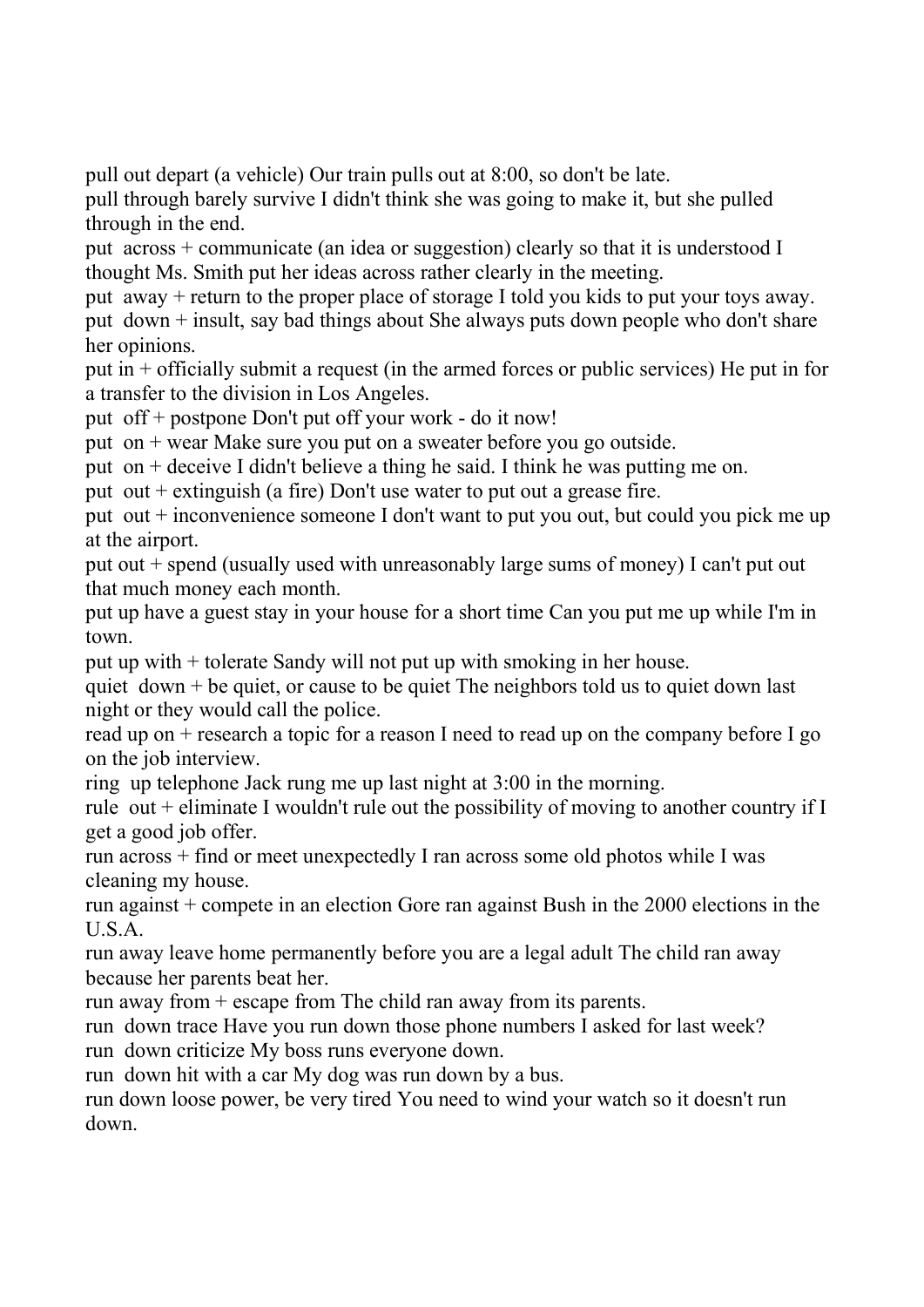pull out depart (a vehicle) Our train pulls out at 8:00, so don't be late.

pull through barely survive I didn't think she was going to make it, but she pulled through in the end.

put across + communicate (an idea or suggestion) clearly so that it is understood I thought Ms. Smith put her ideas across rather clearly in the meeting.

put away + return to the proper place of storage I told you kids to put your toys away.

put down + insult, say bad things about She always puts down people who don't share her opinions.

put in + officially submit a request (in the armed forces or public services) He put in for a transfer to the division in Los Angeles.

put off + postpone Don't put off your work - do it now!

put on + wear Make sure you put on a sweater before you go outside.

put on + deceive I didn't believe a thing he said. I think he was putting me on.

put out + extinguish (a fire) Don't use water to put out a grease fire.

put out + inconvenience someone I don't want to put you out, but could you pick me up at the airport.

put out + spend (usually used with unreasonably large sums of money) I can't put out that much money each month.

put up have a guest stay in your house for a short time Can you put me up while I'm in town.

put up with + tolerate Sandy will not put up with smoking in her house.

quiet down + be quiet, or cause to be quiet The neighbors told us to quiet down last night or they would call the police.

read up on + research a topic for a reason I need to read up on the company before I go on the job interview.

ring up telephone Jack rung me up last night at 3:00 in the morning.

rule out + eliminate I wouldn't rule out the possibility of moving to another country if I get a good job offer.

run across + find or meet unexpectedly I ran across some old photos while I was cleaning my house.

run against + compete in an election Gore ran against Bush in the 2000 elections in the U.S.A.

run away leave home permanently before you are a legal adult The child ran away because her parents beat her.

run away from + escape from The child ran away from its parents.

run down trace Have you run down those phone numbers I asked for last week?

run down criticize My boss runs everyone down.

run down hit with a car My dog was run down by a bus.

run down loose power, be very tired You need to wind your watch so it doesn't run down.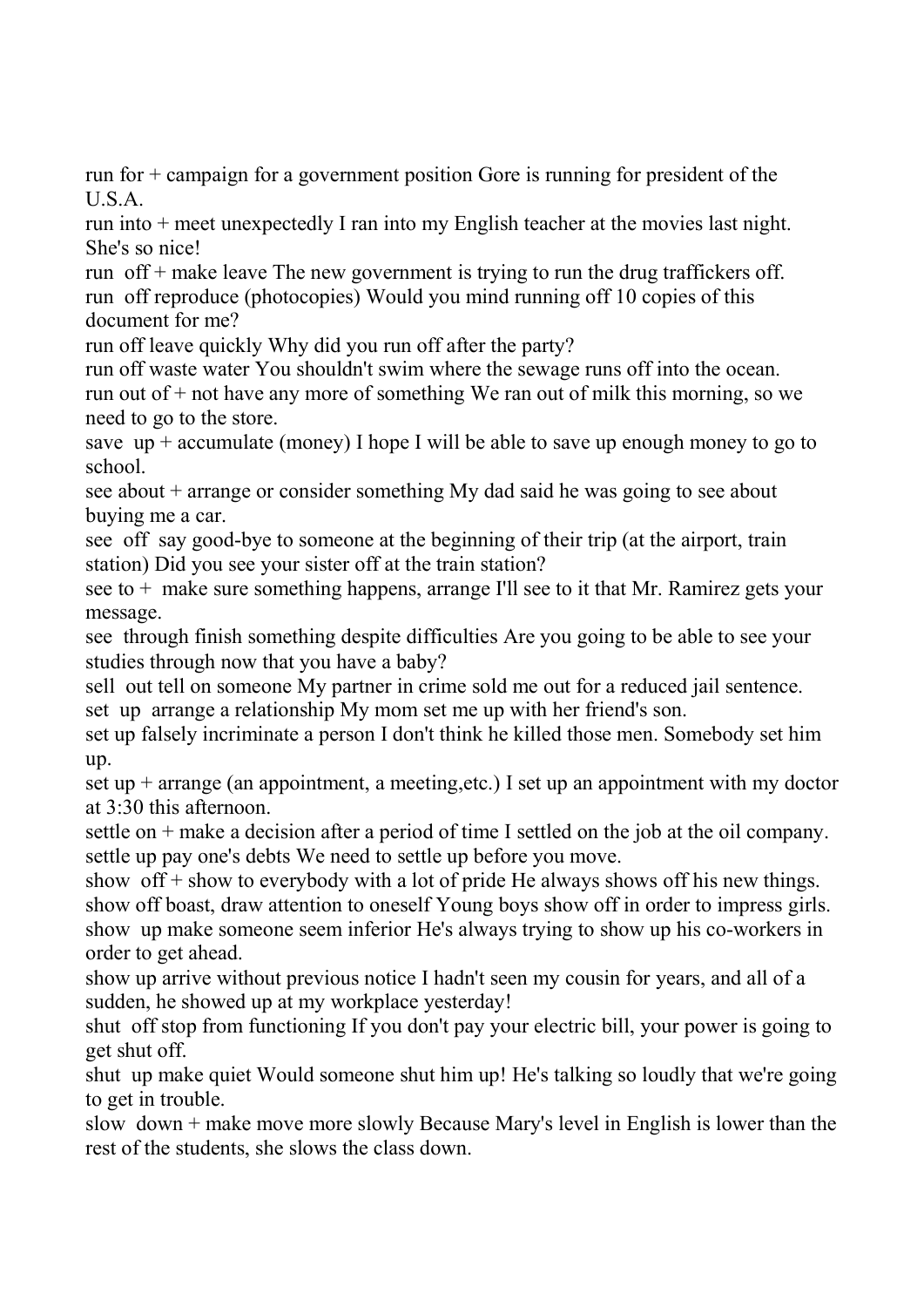run for + campaign for a government position Gore is running for president of the U.S.A.

run into + meet unexpectedly I ran into my English teacher at the movies last night. She's so nice!

run off + make leave The new government is trying to run the drug traffickers off.

run off reproduce (photocopies) Would you mind running off 10 copies of this document for me?

run off leave quickly Why did you run off after the party?

run off waste water You shouldn't swim where the sewage runs off into the ocean.

run out of + not have any more of something We ran out of milk this morning, so we need to go to the store.

save up + accumulate (money) I hope I will be able to save up enough money to go to school.

see about + arrange or consider something My dad said he was going to see about buying me a car.

see off say good-bye to someone at the beginning of their trip (at the airport, train station) Did you see your sister off at the train station?

see to + make sure something happens, arrange I'll see to it that Mr. Ramirez gets your message.

see through finish something despite difficulties Are you going to be able to see your studies through now that you have a baby?

sell out tell on someone My partner in crime sold me out for a reduced jail sentence.

set up arrange a relationship My mom set me up with her friend's son.

set up falsely incriminate a person I don't think he killed those men. Somebody set him up.

set up + arrange (an appointment, a meeting,etc.) I set up an appointment with my doctor at 3:30 this afternoon.

settle on + make a decision after a period of time I settled on the job at the oil company.

settle up pay one's debts We need to settle up before you move.

show off + show to everybody with a lot of pride He always shows off his new things.

show off boast, draw attention to oneself Young boys show off in order to impress girls.

show up make someone seem inferior He's always trying to show up his co-workers in order to get ahead.

show up arrive without previous notice I hadn't seen my cousin for years, and all of a sudden, he showed up at my workplace yesterday!

shut off stop from functioning If you don't pay your electric bill, your power is going to get shut off.

shut up make quiet Would someone shut him up! He's talking so loudly that we're going to get in trouble.

slow down + make move more slowly Because Mary's level in English is lower than the rest of the students, she slows the class down.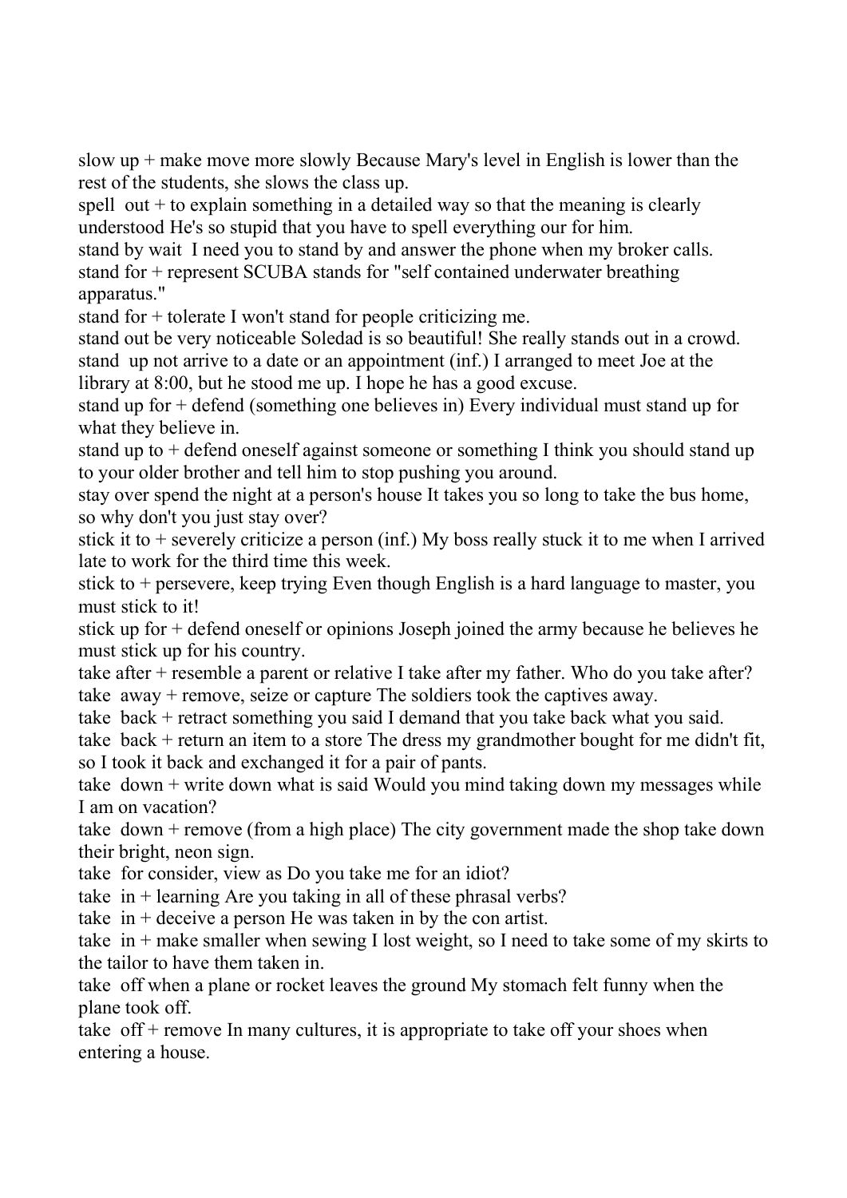slow up + make move more slowly Because Mary's level in English is lower than the rest of the students, she slows the class up.

spell out + to explain something in a detailed way so that the meaning is clearly understood He's so stupid that you have to spell everything our for him.

stand by wait I need you to stand by and answer the phone when my broker calls.

stand for + represent SCUBA stands for "self contained underwater breathing apparatus."

stand for + tolerate I won't stand for people criticizing me.

stand out be very noticeable Soledad is so beautiful! She really stands out in a crowd.

stand up not arrive to a date or an appointment (inf.) I arranged to meet Joe at the library at 8:00, but he stood me up. I hope he has a good excuse.

stand up for + defend (something one believes in) Every individual must stand up for what they believe in.

stand up to + defend oneself against someone or something I think you should stand up to your older brother and tell him to stop pushing you around.

stay over spend the night at a person's house It takes you so long to take the bus home, so why don't you just stay over?

stick it to + severely criticize a person (inf.) My boss really stuck it to me when I arrived late to work for the third time this week.

stick to + persevere, keep trying Even though English is a hard language to master, you must stick to it!

stick up for + defend oneself or opinions Joseph joined the army because he believes he must stick up for his country.

take after + resemble a parent or relative I take after my father. Who do you take after?

take away + remove, seize or capture The soldiers took the captives away.

take back + retract something you said I demand that you take back what you said.

take back + return an item to a store The dress my grandmother bought for me didn't fit, so I took it back and exchanged it for a pair of pants.

take down + write down what is said Would you mind taking down my messages while I am on vacation?

take down + remove (from a high place) The city government made the shop take down their bright, neon sign.

take for consider, view as Do you take me for an idiot?

take in + learning Are you taking in all of these phrasal verbs?

take in + deceive a person He was taken in by the con artist.

take in + make smaller when sewing I lost weight, so I need to take some of my skirts to the tailor to have them taken in.

take off when a plane or rocket leaves the ground My stomach felt funny when the plane took off.

take off + remove In many cultures, it is appropriate to take off your shoes when entering a house.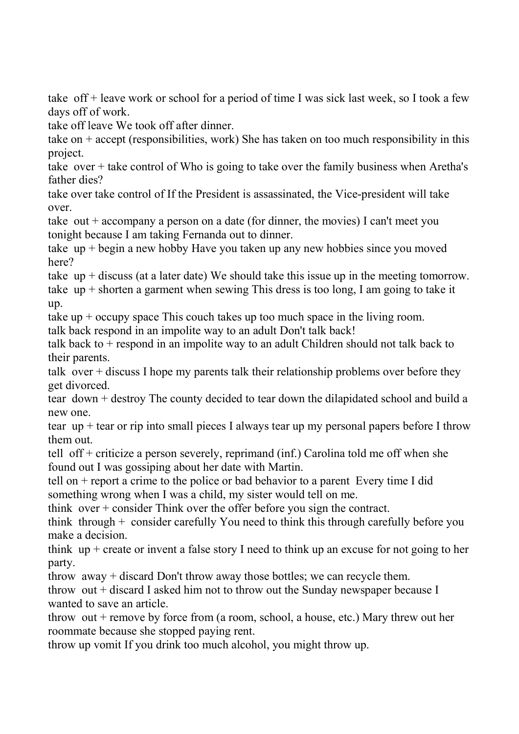take off + leave work or school for a period of time I was sick last week, so I took a few days off of work.

take off leave We took off after dinner.

take on + accept (responsibilities, work) She has taken on too much responsibility in this project.

take over + take control of Who is going to take over the family business when Aretha's father dies?

take over take control of If the President is assassinated, the Vice-president will take over.

take out + accompany a person on a date (for dinner, the movies) I can't meet you tonight because I am taking Fernanda out to dinner.

take up + begin a new hobby Have you taken up any new hobbies since you moved here?

take up + discuss (at a later date) We should take this issue up in the meeting tomorrow.

take up + shorten a garment when sewing This dress is too long, I am going to take it up.

take up + occupy space This couch takes up too much space in the living room.

talk back respond in an impolite way to an adult Don't talk back!

talk back to + respond in an impolite way to an adult Children should not talk back to their parents.

talk over + discuss I hope my parents talk their relationship problems over before they get divorced.

tear down + destroy The county decided to tear down the dilapidated school and build a new one.

tear up + tear or rip into small pieces I always tear up my personal papers before I throw them out.

tell off + criticize a person severely, reprimand (inf.) Carolina told me off when she found out I was gossiping about her date with Martin.

tell on + report a crime to the police or bad behavior to a parent Every time I did something wrong when I was a child, my sister would tell on me.

think over + consider Think over the offer before you sign the contract.

think through + consider carefully You need to think this through carefully before you make a decision.

think up + create or invent a false story I need to think up an excuse for not going to her party.

throw away + discard Don't throw away those bottles; we can recycle them.

throw out + discard I asked him not to throw out the Sunday newspaper because I wanted to save an article.

throw out + remove by force from (a room, school, a house, etc.) Mary threw out her roommate because she stopped paying rent.

throw up vomit If you drink too much alcohol, you might throw up.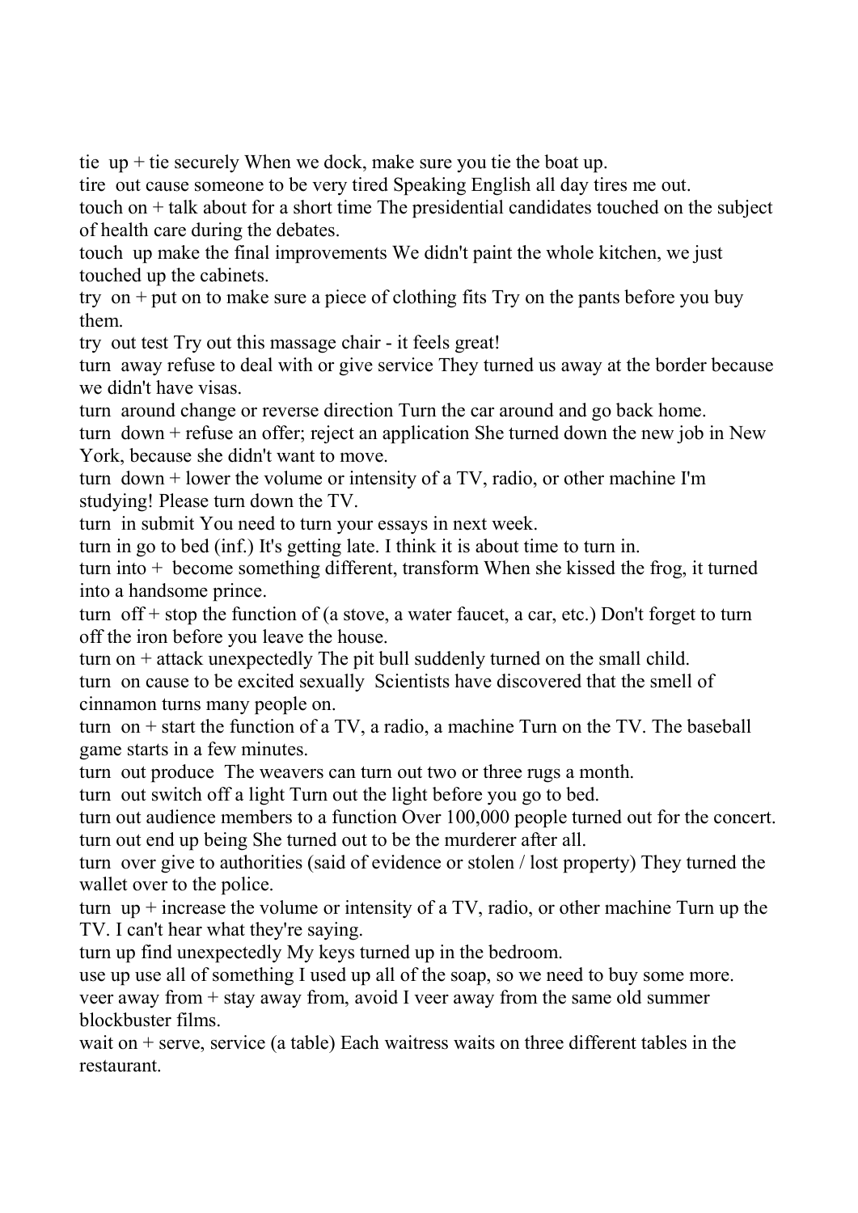tie up + tie securely When we dock, make sure you tie the boat up.
tire out cause someone to be very tired Speaking English all day tires me out.
touch on + talk about for a short time The presidential candidates touched on the subject of health care during the debates.
touch up make the final improvements We didn't paint the whole kitchen, we just touched up the cabinets.
try on + put on to make sure a piece of clothing fits Try on the pants before you buy them.
try out test Try out this massage chair - it feels great!
turn away refuse to deal with or give service They turned us away at the border because we didn't have visas.
turn around change or reverse direction Turn the car around and go back home.
turn down + refuse an offer; reject an application She turned down the new job in New York, because she didn't want to move.
turn down + lower the volume or intensity of a TV, radio, or other machine I'm studying! Please turn down the TV.
turn in submit You need to turn your essays in next week.
turn in go to bed (inf.) It's getting late. I think it is about time to turn in.
turn into + become something different, transform When she kissed the frog, it turned into a handsome prince.
turn off + stop the function of (a stove, a water faucet, a car, etc.) Don't forget to turn off the iron before you leave the house.
turn on + attack unexpectedly The pit bull suddenly turned on the small child.
turn on cause to be excited sexually Scientists have discovered that the smell of cinnamon turns many people on.
turn on + start the function of a TV, a radio, a machine Turn on the TV. The baseball game starts in a few minutes.
turn out produce The weavers can turn out two or three rugs a month.
turn out switch off a light Turn out the light before you go to bed.
turn out audience members to a function Over 100,000 people turned out for the concert.
turn out end up being She turned out to be the murderer after all.
turn over give to authorities (said of evidence or stolen / lost property) They turned the wallet over to the police.
turn up + increase the volume or intensity of a TV, radio, or other machine Turn up the TV. I can't hear what they're saying.
turn up find unexpectedly My keys turned up in the bedroom.
use up use all of something I used up all of the soap, so we need to buy some more.
veer away from + stay away from, avoid I veer away from the same old summer blockbuster films.
wait on + serve, service (a table) Each waitress waits on three different tables in the restaurant.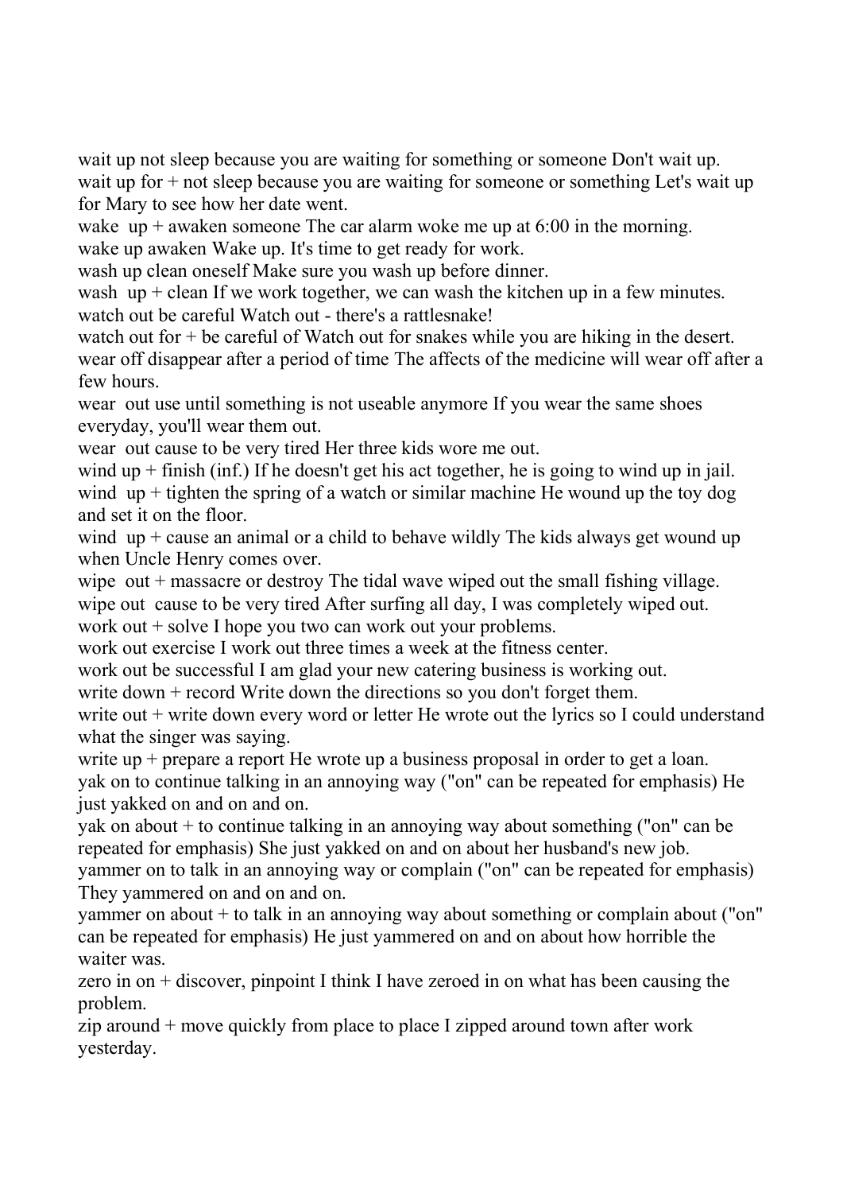wait up not sleep because you are waiting for something or someone Don't wait up.

wait up for + not sleep because you are waiting for someone or something Let's wait up for Mary to see how her date went.

wake up + awaken someone The car alarm woke me up at 6:00 in the morning.

wake up awaken Wake up. It's time to get ready for work.

wash up clean oneself Make sure you wash up before dinner.

wash up + clean If we work together, we can wash the kitchen up in a few minutes.

watch out be careful Watch out - there's a rattlesnake!

watch out for + be careful of Watch out for snakes while you are hiking in the desert.

wear off disappear after a period of time The affects of the medicine will wear off after a few hours.

wear out use until something is not useable anymore If you wear the same shoes everyday, you'll wear them out.

wear out cause to be very tired Her three kids wore me out.

wind up + finish (inf.) If he doesn't get his act together, he is going to wind up in jail.

wind up + tighten the spring of a watch or similar machine He wound up the toy dog and set it on the floor.

wind up + cause an animal or a child to behave wildly The kids always get wound up when Uncle Henry comes over.

wipe out + massacre or destroy The tidal wave wiped out the small fishing village.

wipe out cause to be very tired After surfing all day, I was completely wiped out.

work out + solve I hope you two can work out your problems.

work out exercise I work out three times a week at the fitness center.

work out be successful I am glad your new catering business is working out.

write down + record Write down the directions so you don't forget them.

write out + write down every word or letter He wrote out the lyrics so I could understand what the singer was saying.

write up + prepare a report He wrote up a business proposal in order to get a loan.

yak on to continue talking in an annoying way ("on" can be repeated for emphasis) He just yakked on and on and on.

yak on about + to continue talking in an annoying way about something ("on" can be repeated for emphasis) She just yakked on and on about her husband's new job.

yammer on to talk in an annoying way or complain ("on" can be repeated for emphasis) They yammered on and on and on.

yammer on about + to talk in an annoying way about something or complain about ("on" can be repeated for emphasis) He just yammered on and on about how horrible the waiter was.

zero in on + discover, pinpoint I think I have zeroed in on what has been causing the problem.

zip around + move quickly from place to place I zipped around town after work yesterday.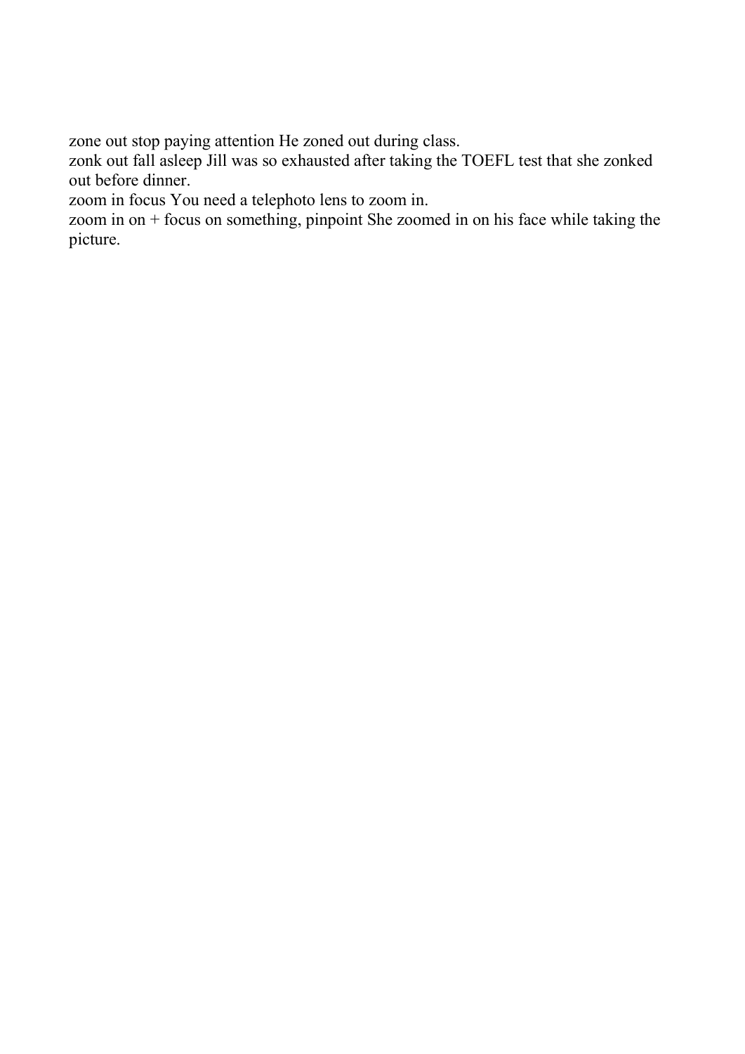zone out stop paying attention He zoned out during class.

zonk out fall asleep Jill was so exhausted after taking the TOEFL test that she zonked out before dinner.

zoom in focus You need a telephoto lens to zoom in.

zoom in on + focus on something, pinpoint She zoomed in on his face while taking the picture.